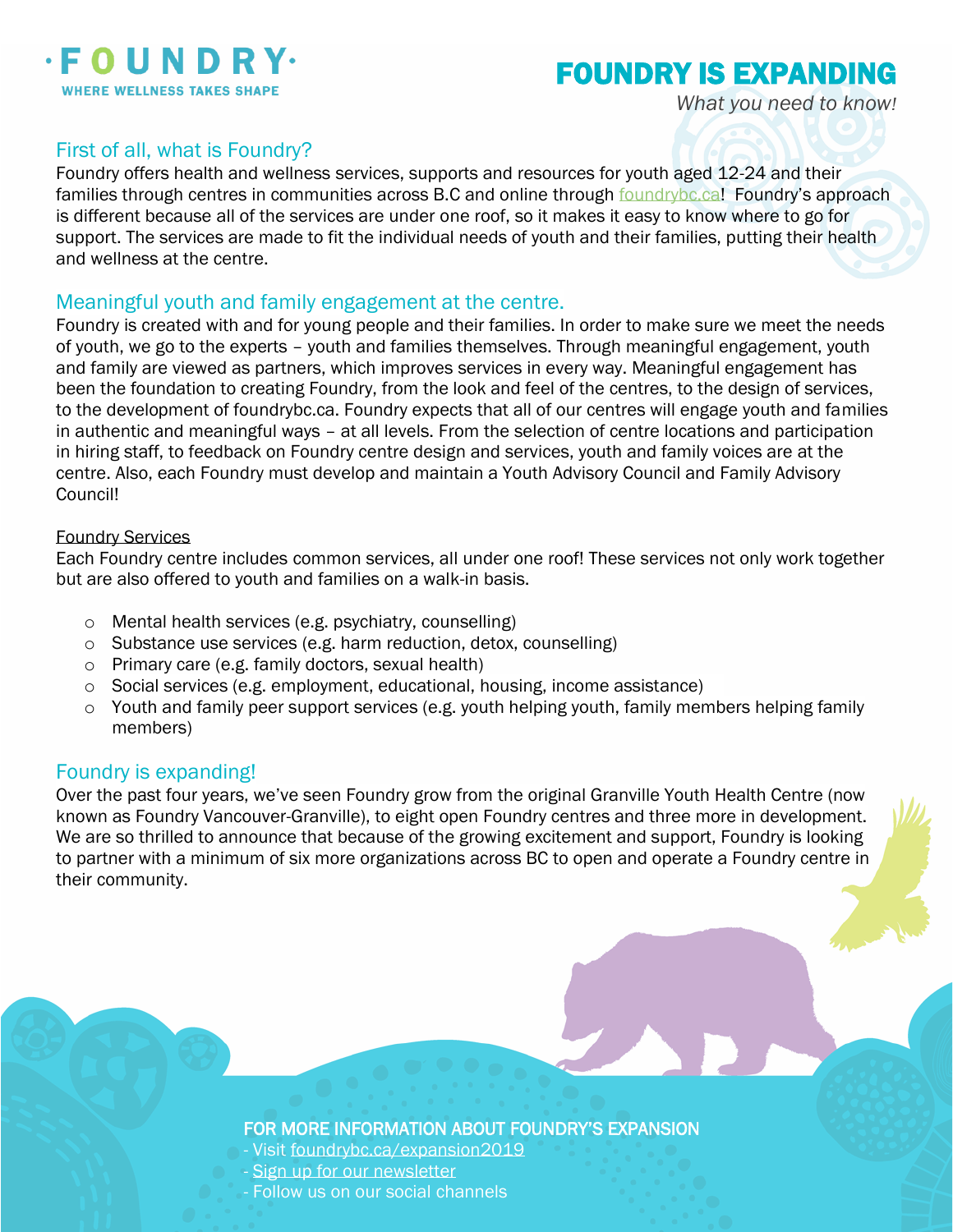# FOUNDRY IS EXPANDING

*What you need to know!*

FOUNDRY
WHERE WELLNESS TAKES SHAPE

## First of all, what is Foundry?

Foundry offers health and wellness services, supports and resources for youth aged 12-24 and their families through centres in communities across B.C and online through foundrybc.ca! Foundry's approach is different because all of the services are under one roof, so it makes it easy to know where to go for support. The services are made to fit the individual needs of youth and their families, putting their health and wellness at the centre.

## Meaningful youth and family engagement at the centre.

Foundry is created with and for young people and their families. In order to make sure we meet the needs of youth, we go to the experts – youth and families themselves. Through meaningful engagement, youth and family are viewed as partners, which improves services in every way. Meaningful engagement has been the foundation to creating Foundry, from the look and feel of the centres, to the design of services, to the development of foundrybc.ca. Foundry expects that all of our centres will engage youth and families in authentic and meaningful ways – at all levels. From the selection of centre locations and participation in hiring staff, to feedback on Foundry centre design and services, youth and family voices are at the centre. Also, each Foundry must develop and maintain a Youth Advisory Council and Family Advisory Council!

### Foundry Services

Each Foundry centre includes common services, all under one roof! These services not only work together but are also offered to youth and families on a walk-in basis.

- Mental health services (e.g. psychiatry, counselling)
- Substance use services (e.g. harm reduction, detox, counselling)
- Primary care (e.g. family doctors, sexual health)
- Social services (e.g. employment, educational, housing, income assistance)
- Youth and family peer support services (e.g. youth helping youth, family members helping family members)

## Foundry is expanding!

Over the past four years, we've seen Foundry grow from the original Granville Youth Health Centre (now known as Foundry Vancouver-Granville), to eight open Foundry centres and three more in development. We are so thrilled to announce that because of the growing excitement and support, Foundry is looking to partner with a minimum of six more organizations across BC to open and operate a Foundry centre in their community.

**FOR MORE INFORMATION ABOUT FOUNDRY'S EXPANSION**

- Visit foundrybc.ca/expansion2019
- Sign up for our newsletter
- Follow us on our social channels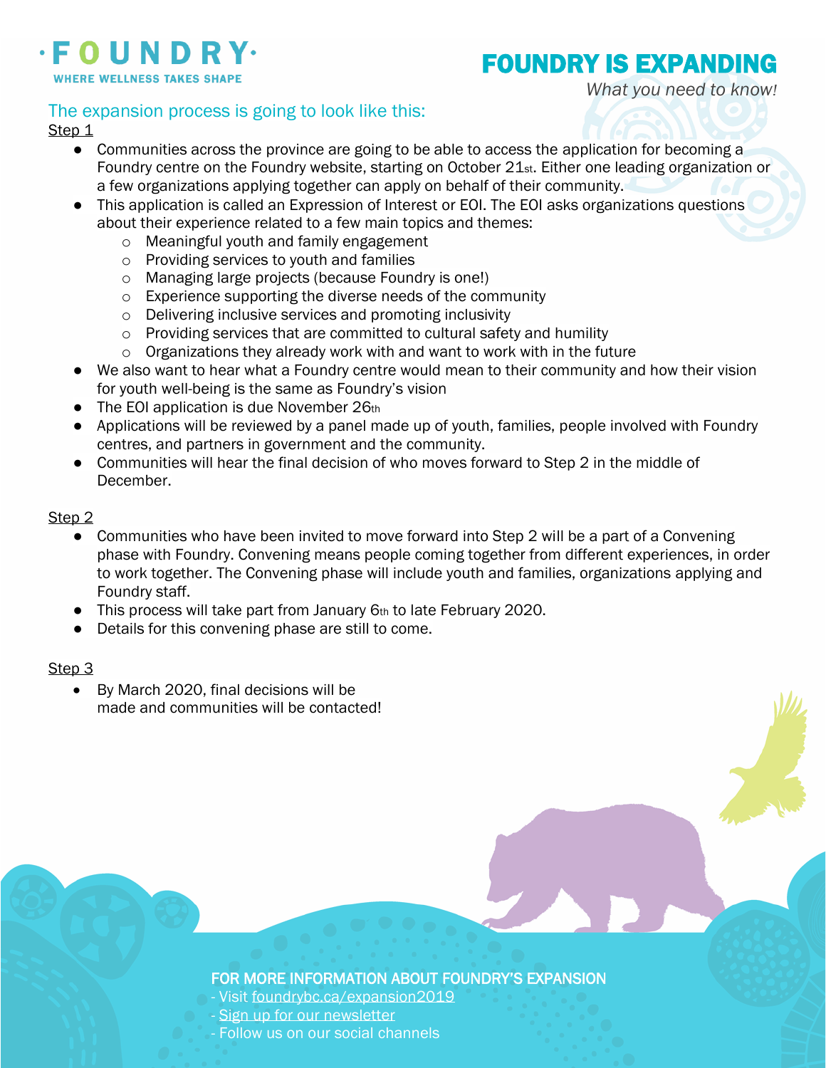FOUNDRY
WHERE WELLNESS TAKES SHAPE

# FOUNDRY IS EXPANDING

*What you need to know!*

## The expansion process is going to look like this:

Step 1

- Communities across the province are going to be able to access the application for becoming a Foundry centre on the Foundry website, starting on October 21st. Either one leading organization or a few organizations applying together can apply on behalf of their community.
- This application is called an Expression of Interest or EOI. The EOI asks organizations questions about their experience related to a few main topics and themes:
  - Meaningful youth and family engagement
  - Providing services to youth and families
  - Managing large projects (because Foundry is one!)
  - Experience supporting the diverse needs of the community
  - Delivering inclusive services and promoting inclusivity
  - Providing services that are committed to cultural safety and humility
  - Organizations they already work with and want to work with in the future
- We also want to hear what a Foundry centre would mean to their community and how their vision for youth well-being is the same as Foundry's vision
- The EOI application is due November 26th
- Applications will be reviewed by a panel made up of youth, families, people involved with Foundry centres, and partners in government and the community.
- Communities will hear the final decision of who moves forward to Step 2 in the middle of December.

Step 2

- Communities who have been invited to move forward into Step 2 will be a part of a Convening phase with Foundry. Convening means people coming together from different experiences, in order to work together. The Convening phase will include youth and families, organizations applying and Foundry staff.
- This process will take part from January 6th to late February 2020.
- Details for this convening phase are still to come.

Step 3

- By March 2020, final decisions will be made and communities will be contacted!

**FOR MORE INFORMATION ABOUT FOUNDRY'S EXPANSION**

- Visit foundrybc.ca/expansion2019
- Sign up for our newsletter
- Follow us on our social channels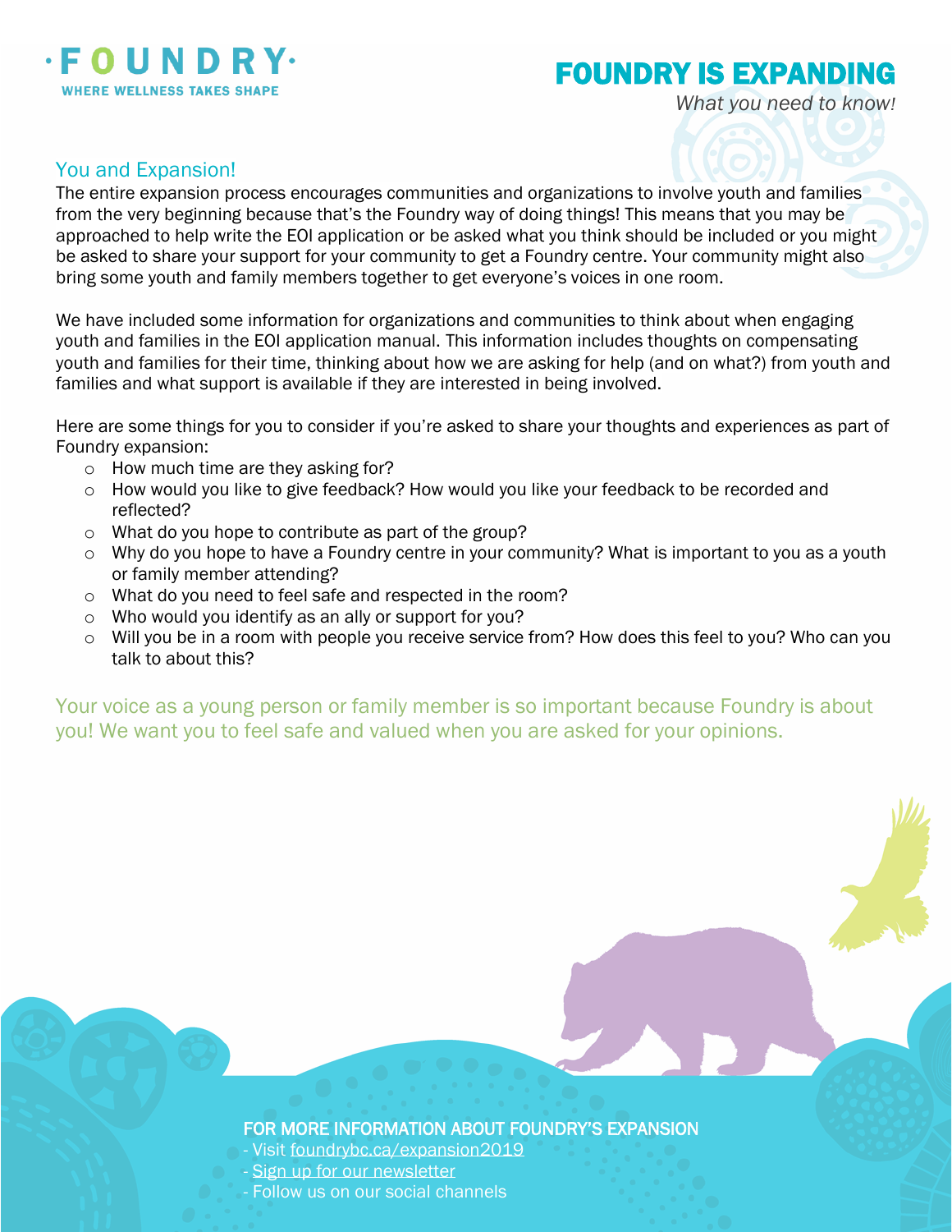FOUNDRY
WHERE WELLNESS TAKES SHAPE

# FOUNDRY IS EXPANDING

*What you need to know!*

## You and Expansion!

The entire expansion process encourages communities and organizations to involve youth and families from the very beginning because that's the Foundry way of doing things! This means that you may be approached to help write the EOI application or be asked what you think should be included or you might be asked to share your support for your community to get a Foundry centre. Your community might also bring some youth and family members together to get everyone's voices in one room.

We have included some information for organizations and communities to think about when engaging youth and families in the EOI application manual. This information includes thoughts on compensating youth and families for their time, thinking about how we are asking for help (and on what?) from youth and families and what support is available if they are interested in being involved.

Here are some things for you to consider if you're asked to share your thoughts and experiences as part of Foundry expansion:

- How much time are they asking for?
- How would you like to give feedback? How would you like your feedback to be recorded and reflected?
- What do you hope to contribute as part of the group?
- Why do you hope to have a Foundry centre in your community? What is important to you as a youth or family member attending?
- What do you need to feel safe and respected in the room?
- Who would you identify as an ally or support for you?
- Will you be in a room with people you receive service from? How does this feel to you? Who can you talk to about this?

Your voice as a young person or family member is so important because Foundry is about you! We want you to feel safe and valued when you are asked for your opinions.

**FOR MORE INFORMATION ABOUT FOUNDRY'S EXPANSION**

- Visit foundrybc.ca/expansion2019
- Sign up for our newsletter
- Follow us on our social channels